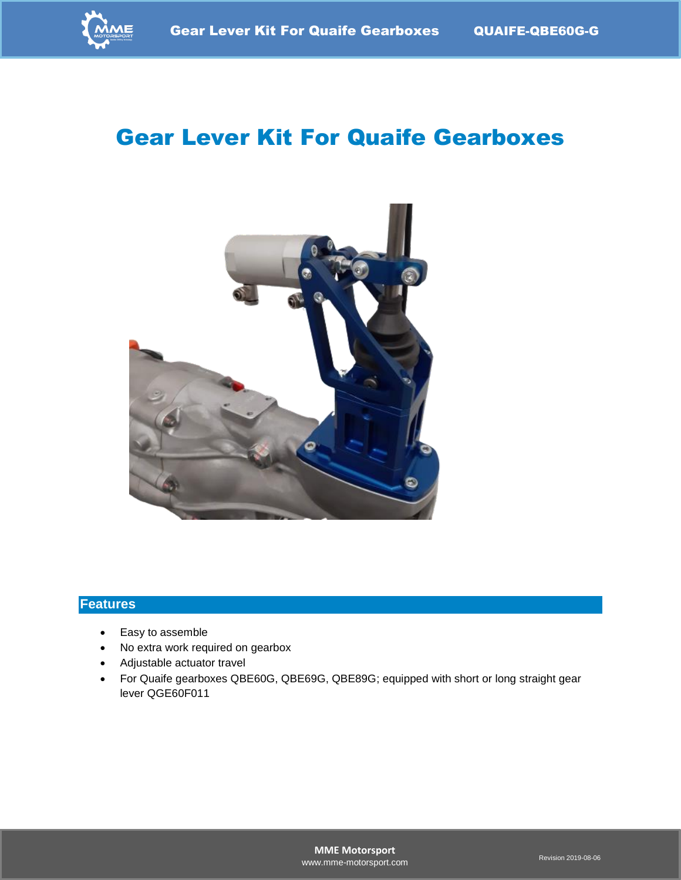# Gear Lever Kit For Quaife Gearboxes

## Features

- Easy to assemble
- No extra work required on gearbox
- Adjustable actuator travel
- For Quaife gearboxes QBE60G, QBE69G, QBE89G; equipped with short or long straight gear lever QGE60F011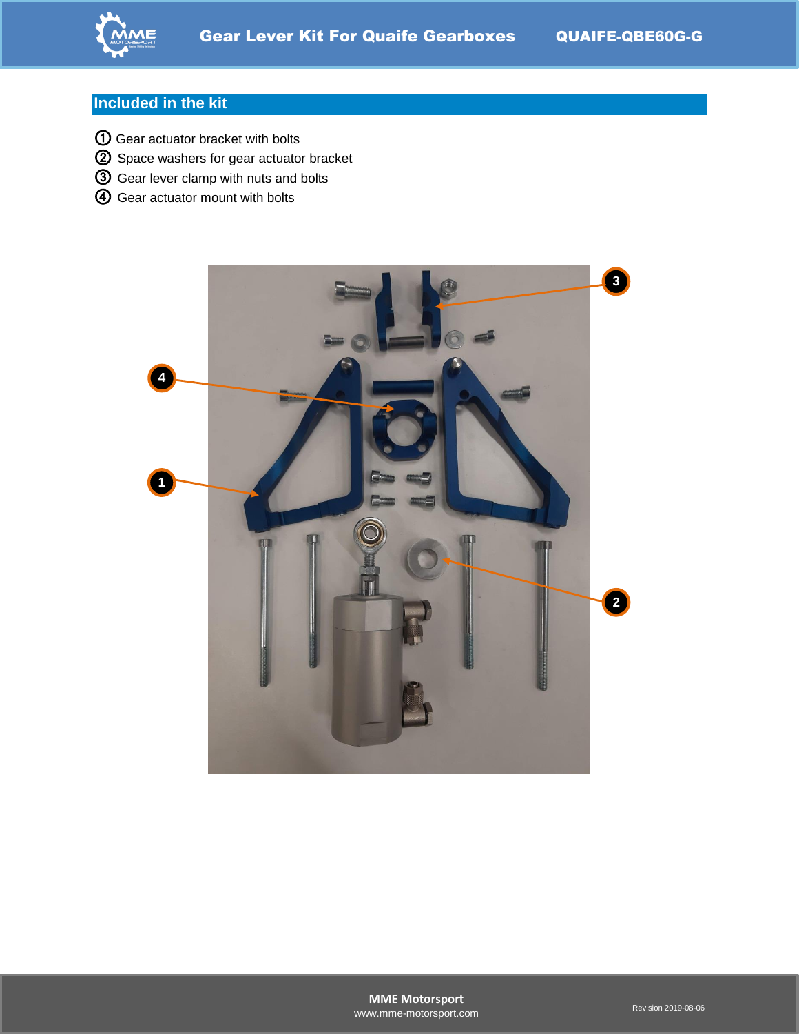## Included in the kit

1. Gear actuator bracket with bolts
2. Space washers for gear actuator bracket
3. Gear lever clamp with nuts and bolts
4. Gear actuator mount with bolts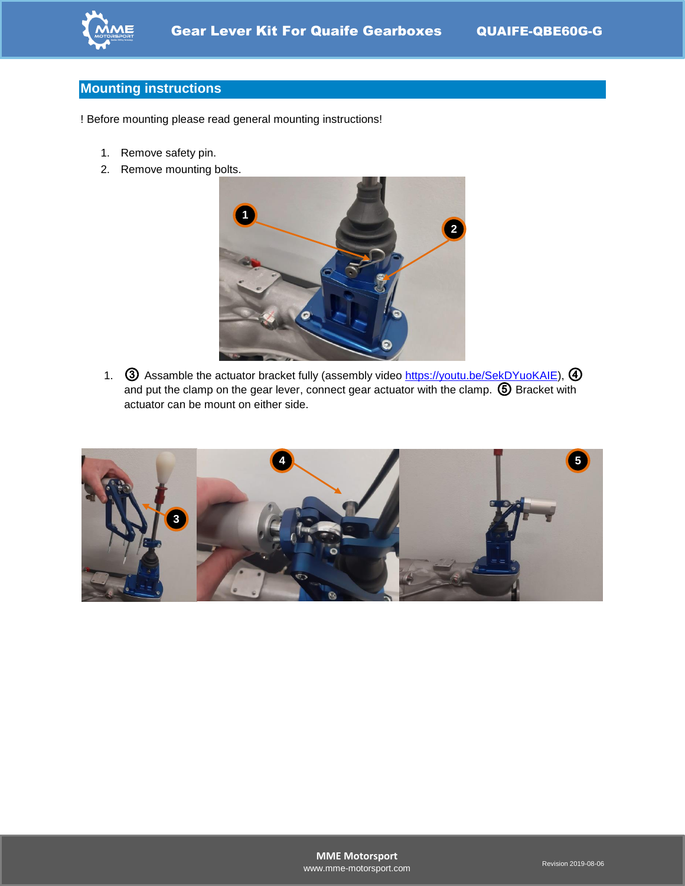## Mounting instructions

! Before mounting please read general mounting instructions!

1. Remove safety pin.
2. Remove mounting bolts.

1. ③ Assamble the actuator bracket fully (assembly video [https://youtu.be/SekDYuoKAIE](https://youtu.be/SekDYuoKAIE)), ④ and put the clamp on the gear lever, connect gear actuator with the clamp. ⑤ Bracket with actuator can be mount on either side.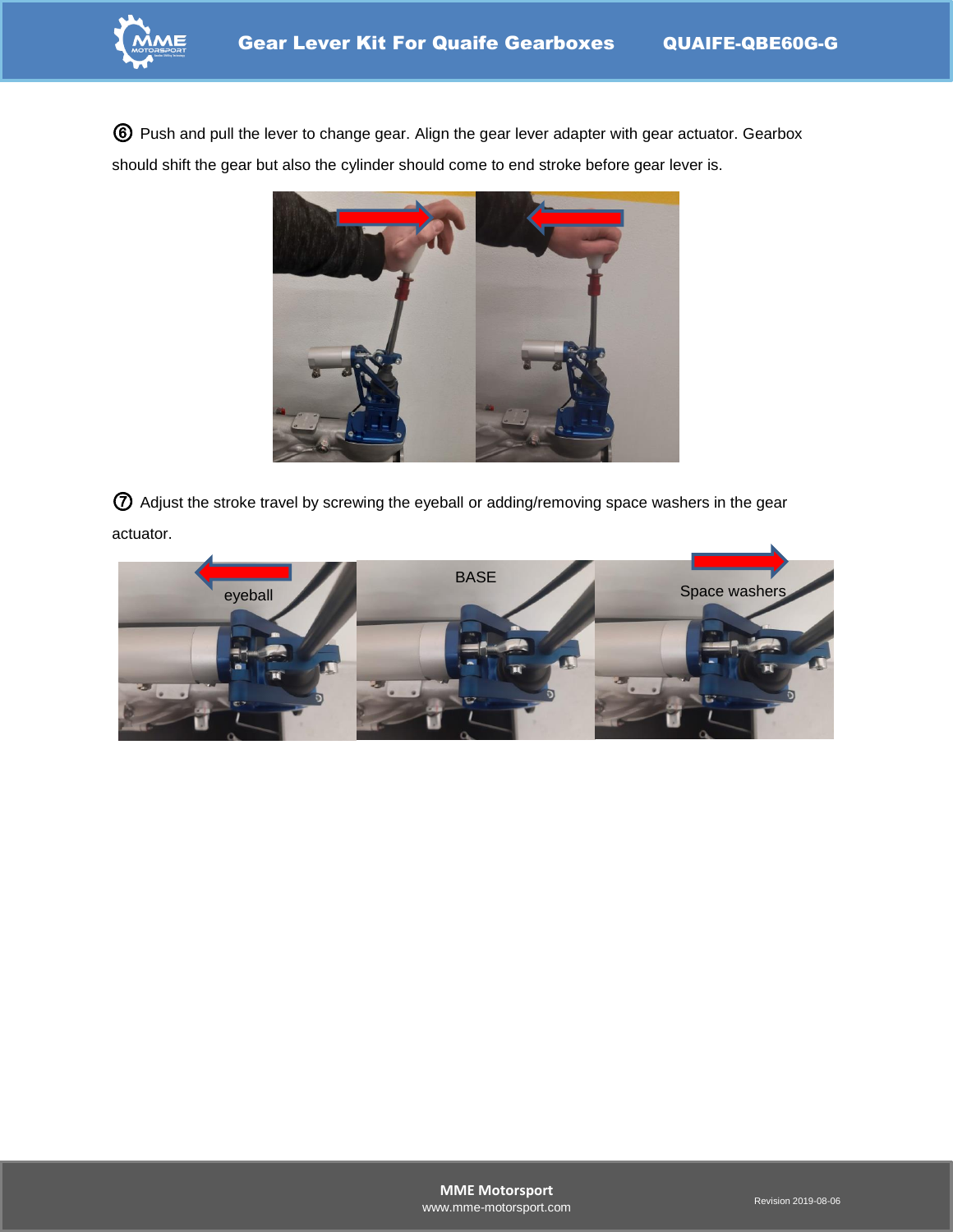⑥ Push and pull the lever to change gear. Align the gear lever adapter with gear actuator. Gearbox should shift the gear but also the cylinder should come to end stroke before gear lever is.

⑦ Adjust the stroke travel by screwing the eyeball or adding/removing space washers in the gear actuator.

eyeball

BASE

Space washers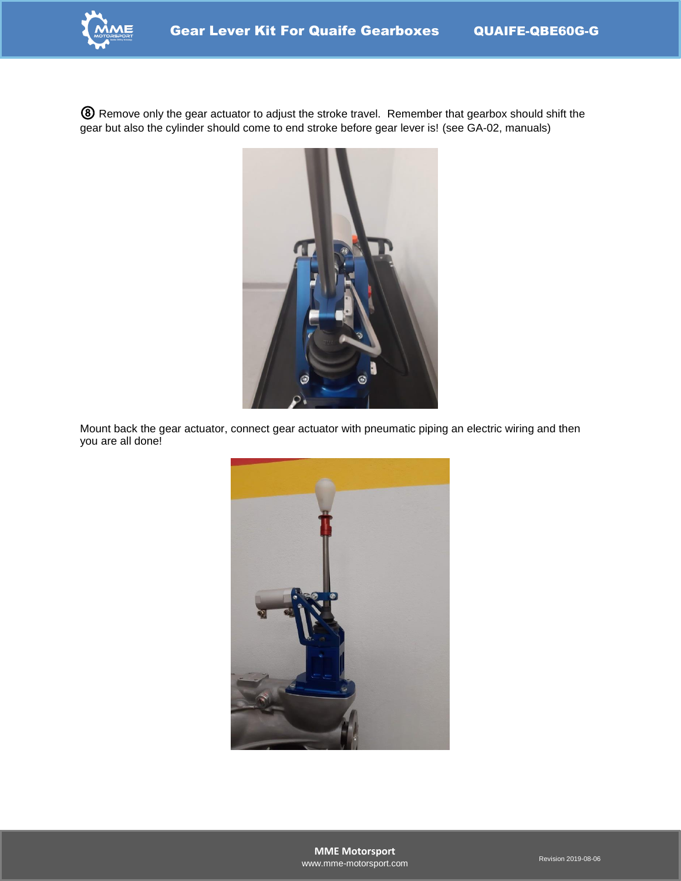⑧ Remove only the gear actuator to adjust the stroke travel.  Remember that gearbox should shift the gear but also the cylinder should come to end stroke before gear lever is! (see GA-02, manuals)

Mount back the gear actuator, connect gear actuator with pneumatic piping an electric wiring and then you are all done!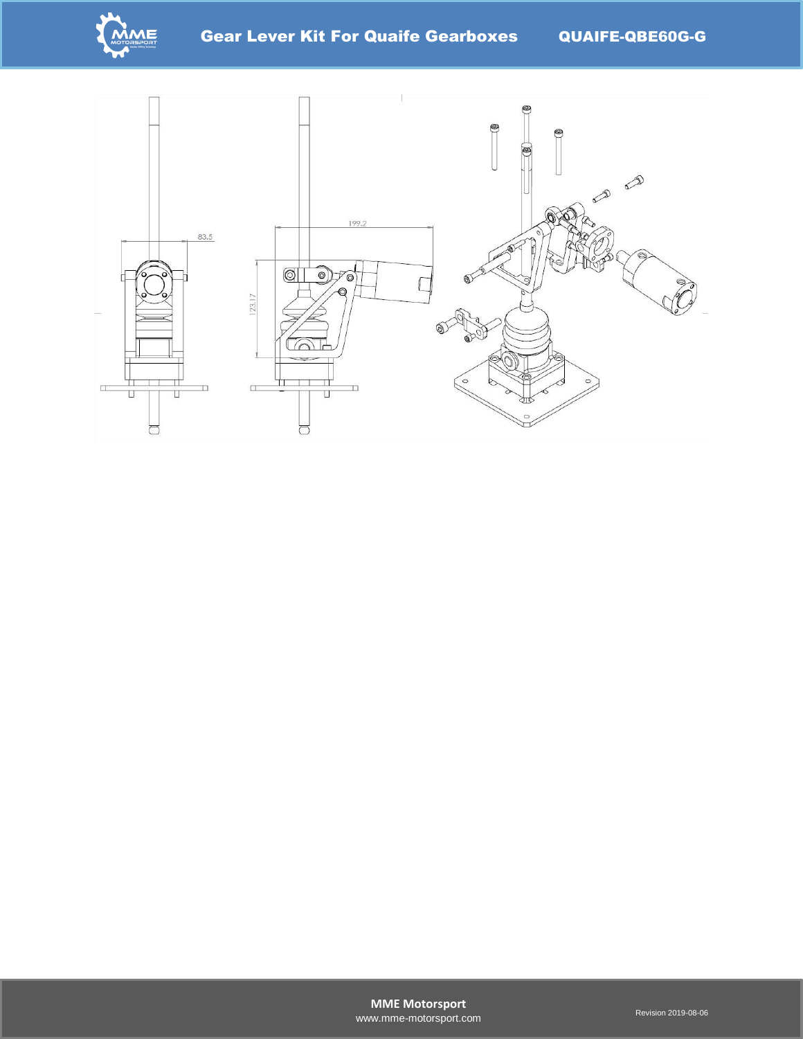83.5

199.2

123.17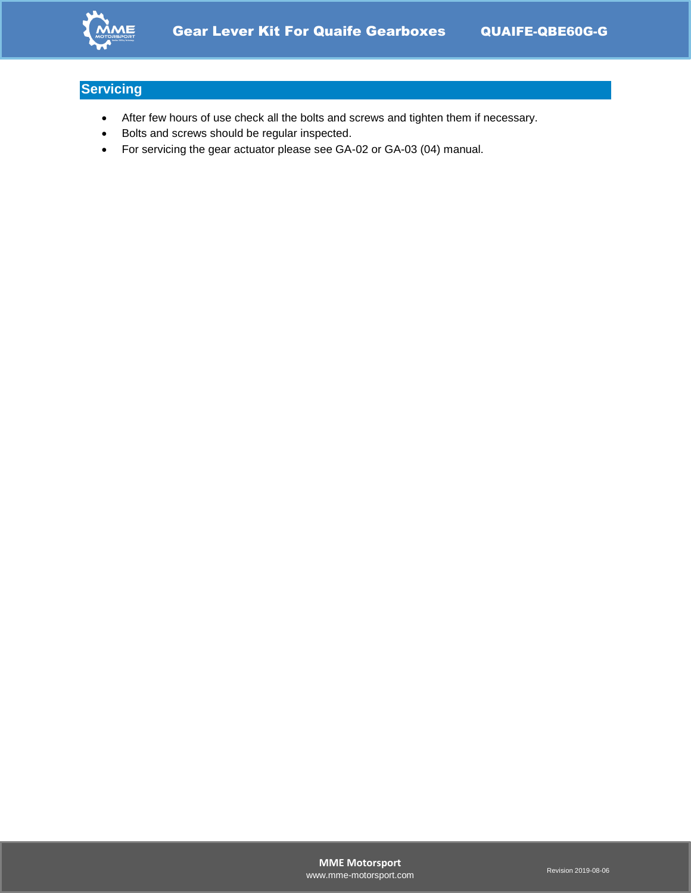## Servicing

- After few hours of use check all the bolts and screws and tighten them if necessary.
- Bolts and screws should be regular inspected.
- For servicing the gear actuator please see GA-02 or GA-03 (04) manual.